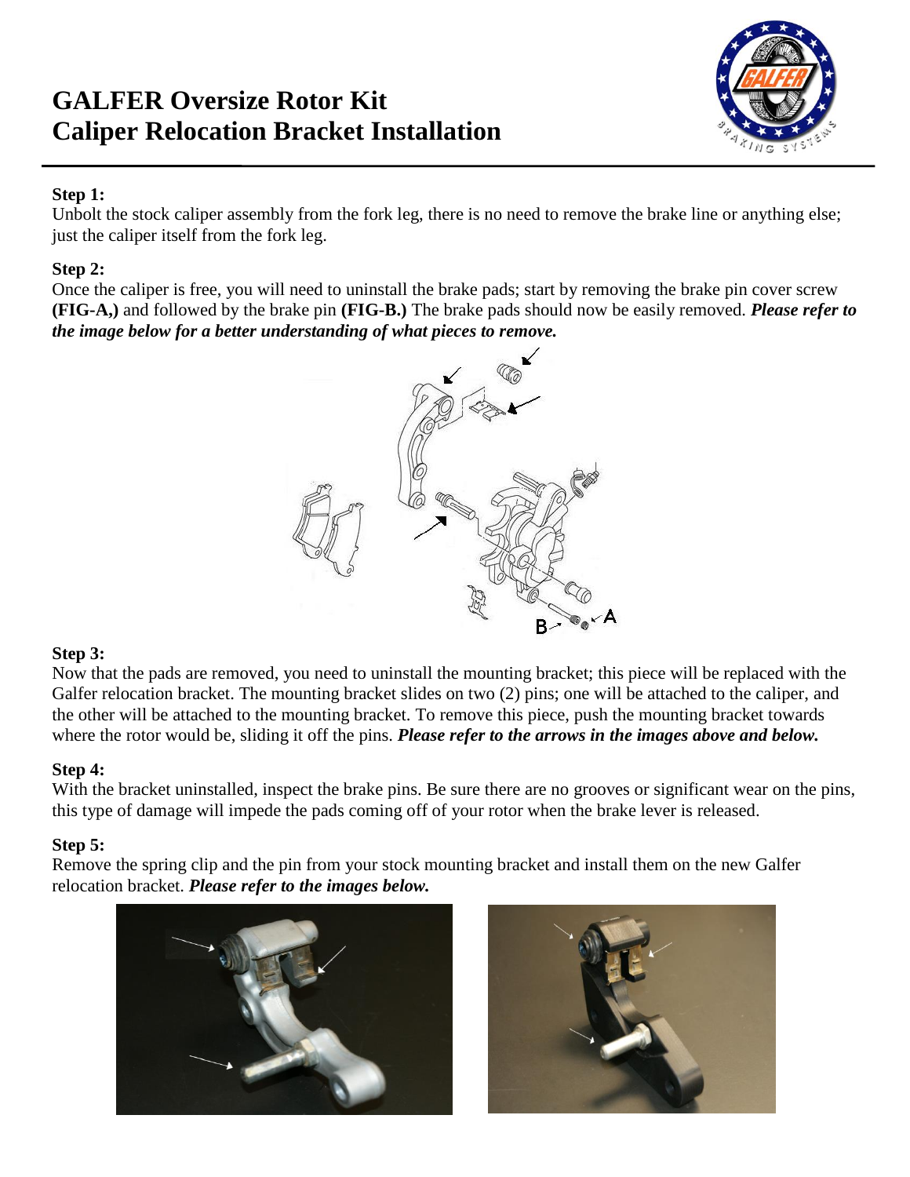# GALFER Oversize Rotor Kit
# Caliper Relocation Bracket Installation

**Step 1:**

Unbolt the stock caliper assembly from the fork leg, there is no need to remove the brake line or anything else; just the caliper itself from the fork leg.

**Step 2:**

Once the caliper is free, you will need to uninstall the brake pads; start by removing the brake pin cover screw **(FIG-A,)** and followed by the brake pin **(FIG-B.)** The brake pads should now be easily removed. ***Please refer to the image below for a better understanding of what pieces to remove.***

**Step 3:**

Now that the pads are removed, you need to uninstall the mounting bracket; this piece will be replaced with the Galfer relocation bracket. The mounting bracket slides on two (2) pins; one will be attached to the caliper, and the other will be attached to the mounting bracket. To remove this piece, push the mounting bracket towards where the rotor would be, sliding it off the pins. ***Please refer to the arrows in the images above and below.***

**Step 4:**

With the bracket uninstalled, inspect the brake pins. Be sure there are no grooves or significant wear on the pins, this type of damage will impede the pads coming off of your rotor when the brake lever is released.

**Step 5:**

Remove the spring clip and the pin from your stock mounting bracket and install them on the new Galfer relocation bracket. ***Please refer to the images below.***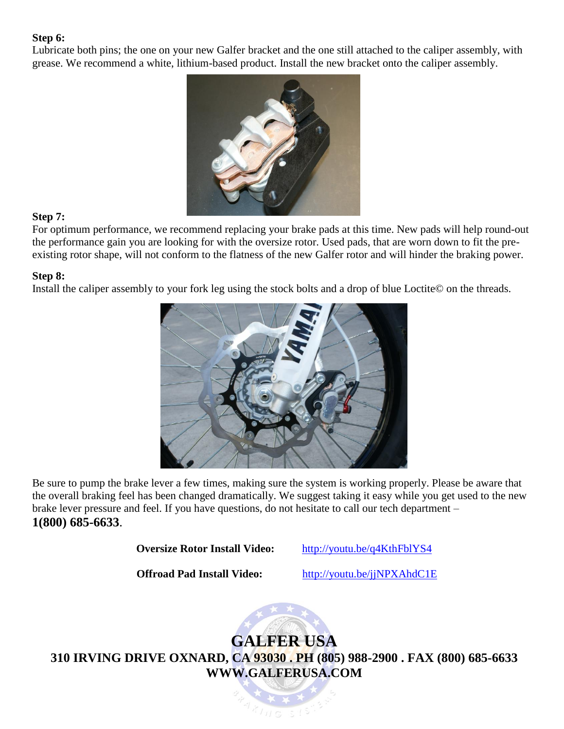**Step 6:**

Lubricate both pins; the one on your new Galfer bracket and the one still attached to the caliper assembly, with grease. We recommend a white, lithium-based product. Install the new bracket onto the caliper assembly.

**Step 7:**

For optimum performance, we recommend replacing your brake pads at this time. New pads will help round-out the performance gain you are looking for with the oversize rotor. Used pads, that are worn down to fit the pre-existing rotor shape, will not conform to the flatness of the new Galfer rotor and will hinder the braking power.

**Step 8:**

Install the caliper assembly to your fork leg using the stock bolts and a drop of blue Loctite© on the threads.

Be sure to pump the brake lever a few times, making sure the system is working properly. Please be aware that the overall braking feel has been changed dramatically. We suggest taking it easy while you get used to the new brake lever pressure and feel. If you have questions, do not hesitate to call our tech department – **1(800) 685-6633**.

| | |
|---|---|
| **Oversize Rotor Install Video:** | http://youtu.be/q4KthFblYS4 |
| **Offroad Pad Install Video:** | http://youtu.be/jjNPXAhdC1E |

**GALFER USA**

**310 IRVING DRIVE OXNARD, CA 93030 . PH (805) 988-2900 . FAX (800) 685-6633**

**WWW.GALFERUSA.COM**